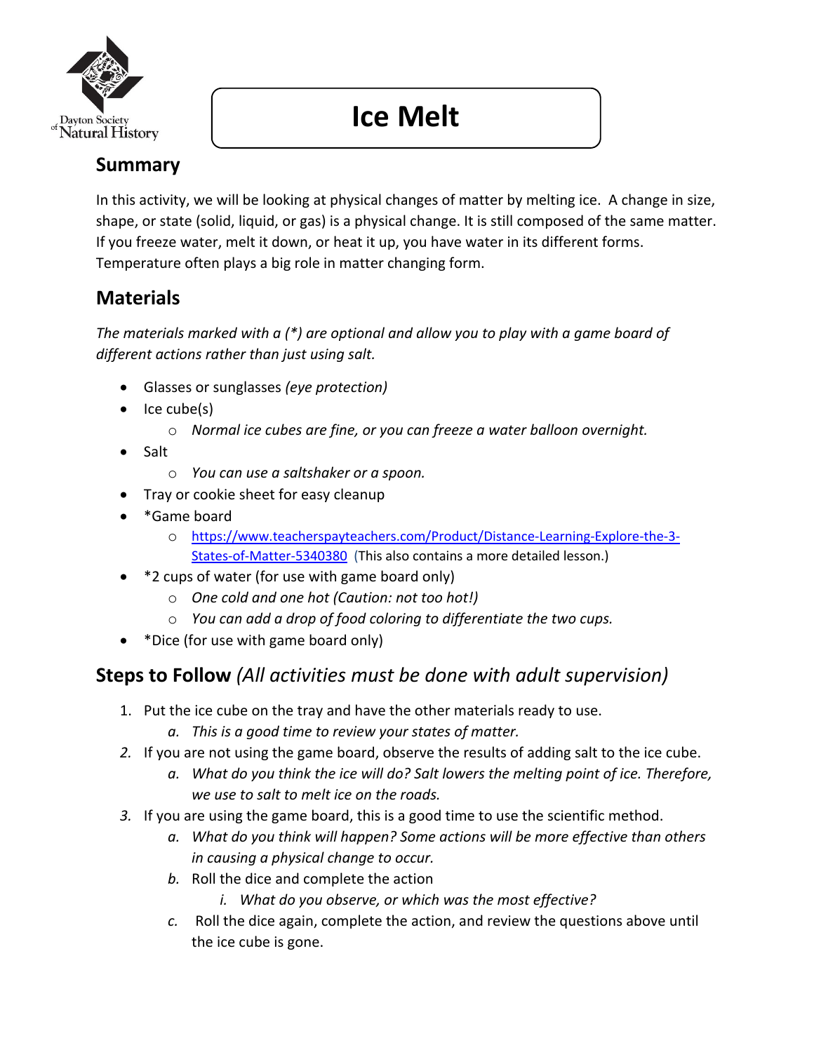# Ice Melt

## Summary

In this activity, we will be looking at physical changes of matter by melting ice. A change in size, shape, or state (solid, liquid, or gas) is a physical change. It is still composed of the same matter. If you freeze water, melt it down, or heat it up, you have water in its different forms. Temperature often plays a big role in matter changing form.

## Materials

*The materials marked with a (*) are optional and allow you to play with a game board of different actions rather than just using salt.*

- Glasses or sunglasses *(eye protection)*
- Ice cube(s)
  - *Normal ice cubes are fine, or you can freeze a water balloon overnight.*
- Salt
  - *You can use a saltshaker or a spoon.*
- Tray or cookie sheet for easy cleanup
- *Game board
  - https://www.teacherspayteachers.com/Product/Distance-Learning-Explore-the-3-States-of-Matter-5340380 (This also contains a more detailed lesson.)
- *2 cups of water (for use with game board only)
  - *One cold and one hot (Caution: not too hot!)*
  - *You can add a drop of food coloring to differentiate the two cups.*
- *Dice (for use with game board only)

## Steps to Follow *(All activities must be done with adult supervision)*

1. Put the ice cube on the tray and have the other materials ready to use.
   a. *This is a good time to review your states of matter.*
2. If you are not using the game board, observe the results of adding salt to the ice cube.
   a. *What do you think the ice will do? Salt lowers the melting point of ice. Therefore, we use to salt to melt ice on the roads.*
3. If you are using the game board, this is a good time to use the scientific method.
   a. *What do you think will happen? Some actions will be more effective than others in causing a physical change to occur.*
   b. Roll the dice and complete the action
      i. *What do you observe, or which was the most effective?*
   c. Roll the dice again, complete the action, and review the questions above until the ice cube is gone.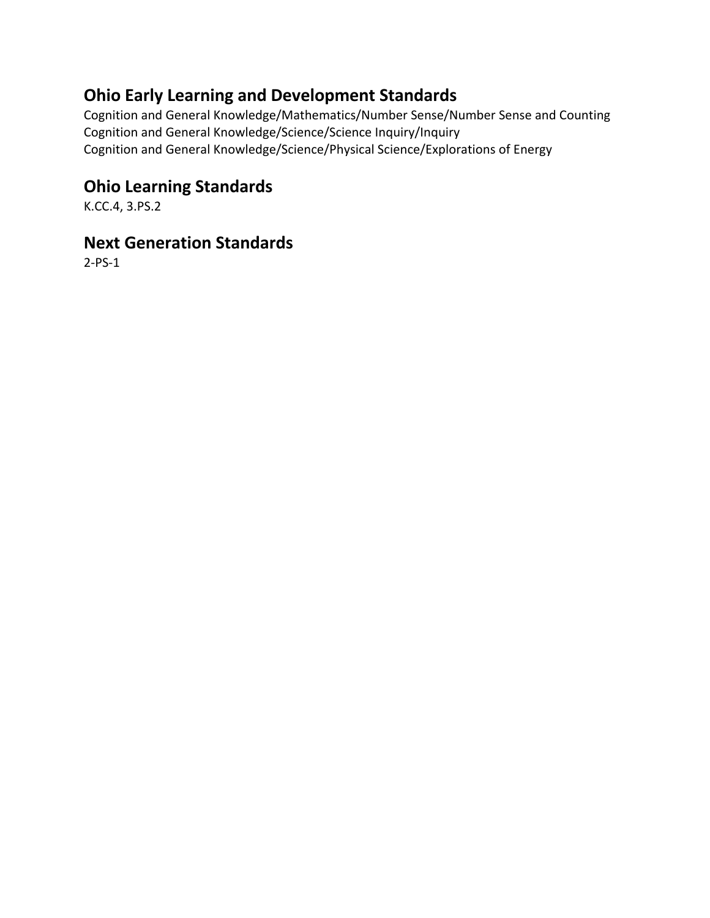## Ohio Early Learning and Development Standards

Cognition and General Knowledge/Mathematics/Number Sense/Number Sense and Counting
Cognition and General Knowledge/Science/Science Inquiry/Inquiry
Cognition and General Knowledge/Science/Physical Science/Explorations of Energy

## Ohio Learning Standards

K.CC.4, 3.PS.2

## Next Generation Standards

2-PS-1